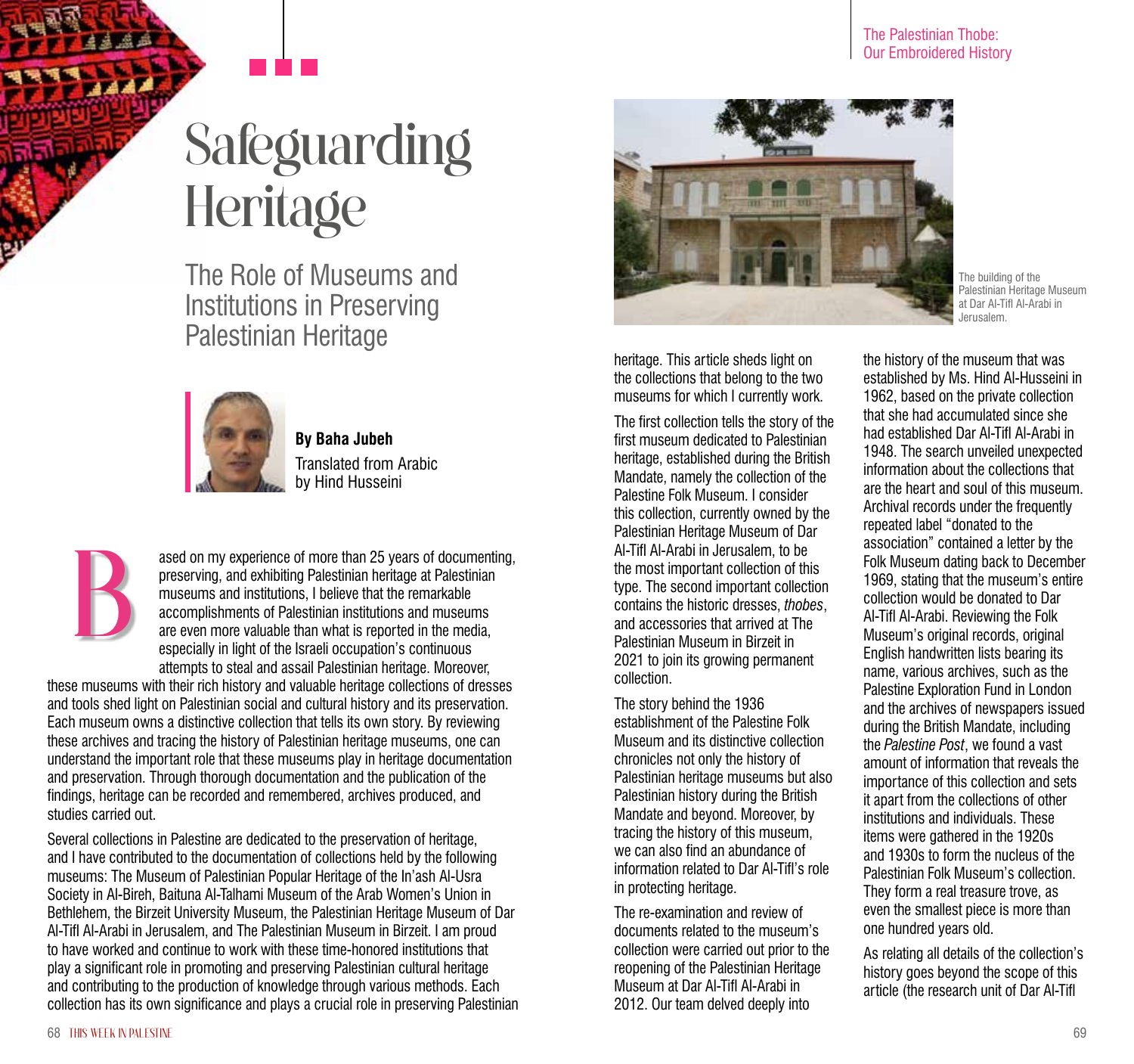# Safeguarding Heritage

## The Role of Museums and Institutions in Preserving Palestinian Heritage

**By Baha Jubeh**
Translated from Arabic by Hind Husseini

Based on my experience of more than 25 years of documenting, preserving, and exhibiting Palestinian heritage at Palestinian museums and institutions, I believe that the remarkable accomplishments of Palestinian institutions and museums are even more valuable than what is reported in the media, especially in light of the Israeli occupation's continuous attempts to steal and assail Palestinian heritage. Moreover, these museums with their rich history and valuable heritage collections of dresses and tools shed light on Palestinian social and cultural history and its preservation. Each museum owns a distinctive collection that tells its own story. By reviewing these archives and tracing the history of Palestinian heritage museums, one can understand the important role that these museums play in heritage documentation and preservation. Through thorough documentation and the publication of the findings, heritage can be recorded and remembered, archives produced, and studies carried out.

Several collections in Palestine are dedicated to the preservation of heritage, and I have contributed to the documentation of collections held by the following museums: The Museum of Palestinian Popular Heritage of the In'ash Al-Usra Society in Al-Bireh, Baituna Al-Talhami Museum of the Arab Women's Union in Bethlehem, the Birzeit University Museum, the Palestinian Heritage Museum of Dar Al-Tifl Al-Arabi in Jerusalem, and The Palestinian Museum in Birzeit. I am proud to have worked and continue to work with these time-honored institutions that play a significant role in promoting and preserving Palestinian cultural heritage and contributing to the production of knowledge through various methods. Each collection has its own significance and plays a crucial role in preserving Palestinian heritage. This article sheds light on the collections that belong to the two museums for which I currently work.

The building of the Palestinian Heritage Museum at Dar Al-Tifl Al-Arabi in Jerusalem.

The first collection tells the story of the first museum dedicated to Palestinian heritage, established during the British Mandate, namely the collection of the Palestine Folk Museum. I consider this collection, currently owned by the Palestinian Heritage Museum of Dar Al-Tifl Al-Arabi in Jerusalem, to be the most important collection of this type. The second important collection contains the historic dresses, *thobes*, and accessories that arrived at The Palestinian Museum in Birzeit in 2021 to join its growing permanent collection.

The story behind the 1936 establishment of the Palestine Folk Museum and its distinctive collection chronicles not only the history of Palestinian heritage museums but also Palestinian history during the British Mandate and beyond. Moreover, by tracing the history of this museum, we can also find an abundance of information related to Dar Al-Tifl's role in protecting heritage.

The re-examination and review of documents related to the museum's collection were carried out prior to the reopening of the Palestinian Heritage Museum at Dar Al-Tifl Al-Arabi in 2012. Our team delved deeply into the history of the museum that was established by Ms. Hind Al-Husseini in 1962, based on the private collection that she had accumulated since she had established Dar Al-Tifl Al-Arabi in 1948. The search unveiled unexpected information about the collections that are the heart and soul of this museum. Archival records under the frequently repeated label "donated to the association" contained a letter by the Folk Museum dating back to December 1969, stating that the museum's entire collection would be donated to Dar Al-Tifl Al-Arabi. Reviewing the Folk Museum's original records, original English handwritten lists bearing its name, various archives, such as the Palestine Exploration Fund in London and the archives of newspapers issued during the British Mandate, including the *Palestine Post*, we found a vast amount of information that reveals the importance of this collection and sets it apart from the collections of other institutions and individuals. These items were gathered in the 1920s and 1930s to form the nucleus of the Palestinian Folk Museum's collection. They form a real treasure trove, as even the smallest piece is more than one hundred years old.

As relating all details of the collection's history goes beyond the scope of this article (the research unit of Dar Al-Tifl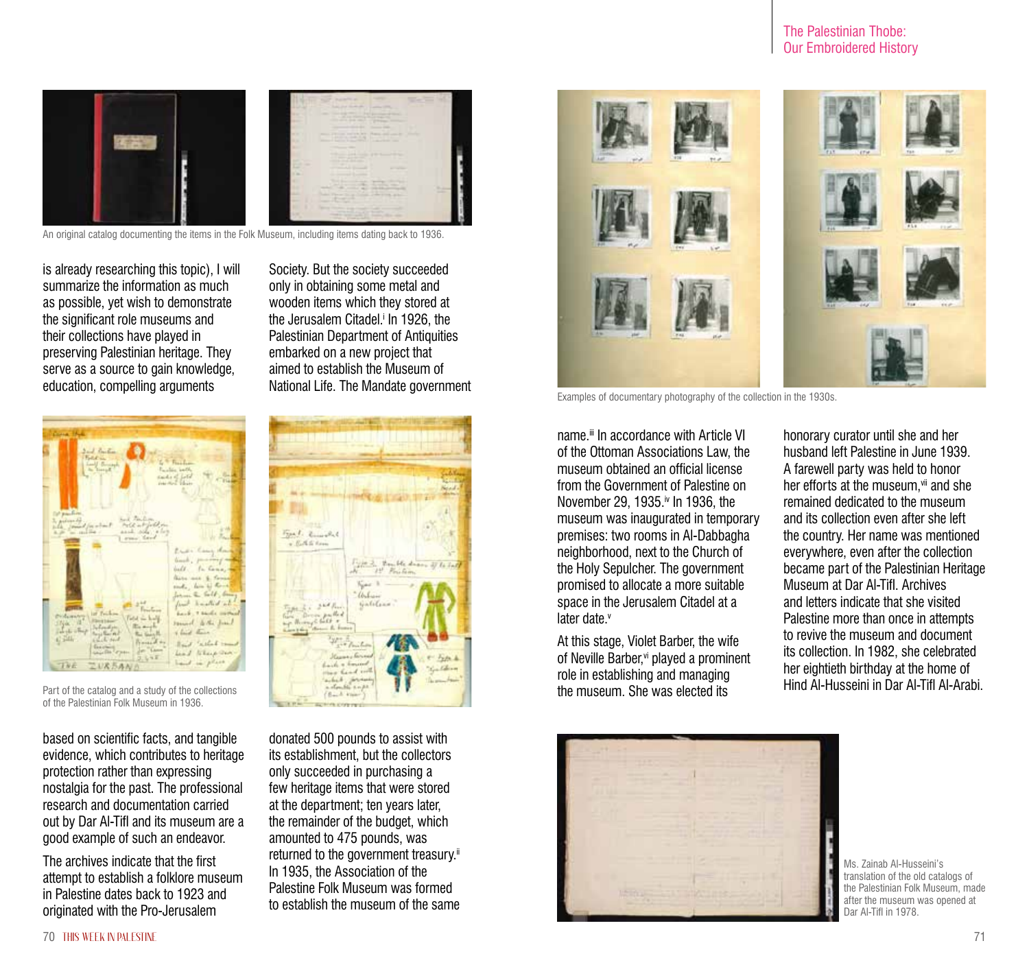An original catalog documenting the items in the Folk Museum, including items dating back to 1936.

is already researching this topic), I will summarize the information as much as possible, yet wish to demonstrate the significant role museums and their collections have played in preserving Palestinian heritage. They serve as a source to gain knowledge, education, compelling arguments based on scientific facts, and tangible evidence, which contributes to heritage protection rather than expressing nostalgia for the past. The professional research and documentation carried out by Dar Al-Tifl and its museum are a good example of such an endeavor.

The archives indicate that the first attempt to establish a folklore museum in Palestine dates back to 1923 and originated with the Pro-Jerusalem Society. But the society succeeded only in obtaining some metal and wooden items which they stored at the Jerusalem Citadel.[i] In 1926, the Palestinian Department of Antiquities embarked on a new project that aimed to establish the Museum of National Life. The Mandate government donated 500 pounds to assist with its establishment, but the collectors only succeeded in purchasing a few heritage items that were stored at the department; ten years later, the remainder of the budget, which amounted to 475 pounds, was returned to the government treasury.[ii] In 1935, the Association of the Palestine Folk Museum was formed to establish the museum of the same name.[iii] In accordance with Article VI of the Ottoman Associations Law, the museum obtained an official license from the Government of Palestine on November 29, 1935.[iv] In 1936, the museum was inaugurated in temporary premises: two rooms in Al-Dabbagha neighborhood, next to the Church of the Holy Sepulcher. The government promised to allocate a more suitable space in the Jerusalem Citadel at a later date.[v]

Part of the catalog and a study of the collections of the Palestinian Folk Museum in 1936.

Examples of documentary photography of the collection in the 1930s.

At this stage, Violet Barber, the wife of Neville Barber,[vi] played a prominent role in establishing and managing the museum. She was elected its honorary curator until she and her husband left Palestine in June 1939. A farewell party was held to honor her efforts at the museum,[vii] and she remained dedicated to the museum and its collection even after she left the country. Her name was mentioned everywhere, even after the collection became part of the Palestinian Heritage Museum at Dar Al-Tifl. Archives and letters indicate that she visited Palestine more than once in attempts to revive the museum and document its collection. In 1982, she celebrated her eightieth birthday at the home of Hind Al-Husseini in Dar Al-Tifl Al-Arabi.

Ms. Zainab Al-Husseini's translation of the old catalogs of the Palestinian Folk Museum, made after the museum was opened at Dar Al-Tifl in 1978.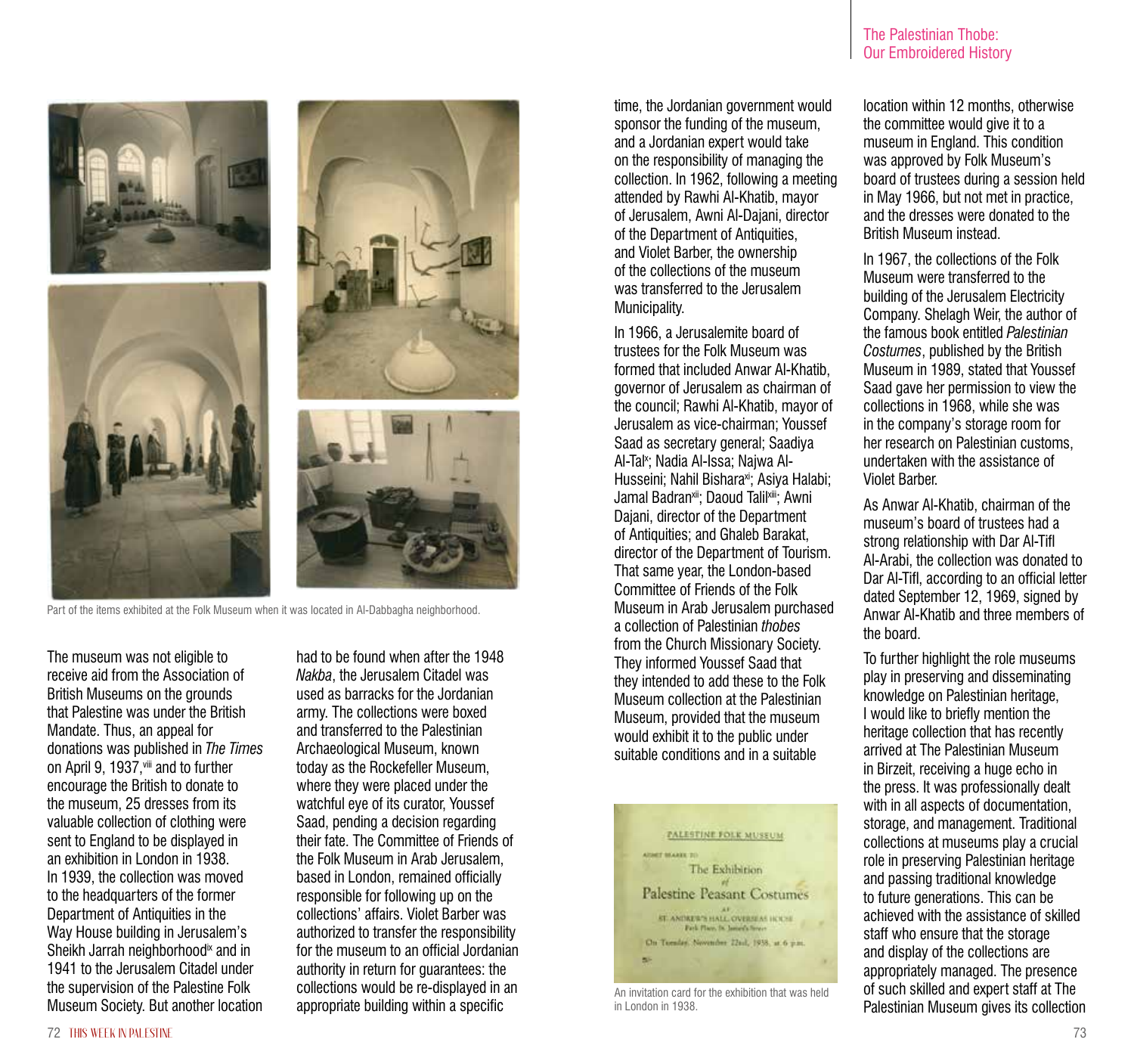Part of the items exhibited at the Folk Museum when it was located in Al-Dabbagha neighborhood.

The museum was not eligible to receive aid from the Association of British Museums on the grounds that Palestine was under the British Mandate. Thus, an appeal for donations was published in *The Times* on April 9, 1937,[viii] and to further encourage the British to donate to the museum, 25 dresses from its valuable collection of clothing were sent to England to be displayed in an exhibition in London in 1938. In 1939, the collection was moved to the headquarters of the former Department of Antiquities in the Way House building in Jerusalem's Sheikh Jarrah neighborhood[ix] and in 1941 to the Jerusalem Citadel under the supervision of the Palestine Folk Museum Society. But another location had to be found when after the 1948 *Nakba*, the Jerusalem Citadel was used as barracks for the Jordanian army. The collections were boxed and transferred to the Palestinian Archaeological Museum, known today as the Rockefeller Museum, where they were placed under the watchful eye of its curator, Youssef Saad, pending a decision regarding their fate. The Committee of Friends of the Folk Museum in Arab Jerusalem, based in London, remained officially responsible for following up on the collections' affairs. Violet Barber was authorized to transfer the responsibility for the museum to an official Jordanian authority in return for guarantees: the collections would be re-displayed in an appropriate building within a specific time, the Jordanian government would sponsor the funding of the museum, and a Jordanian expert would take on the responsibility of managing the collection. In 1962, following a meeting attended by Rawhi Al-Khatib, mayor of Jerusalem, Awni Al-Dajani, director of the Department of Antiquities, and Violet Barber, the ownership of the collections of the museum was transferred to the Jerusalem Municipality.

In 1966, a Jerusalemite board of trustees for the Folk Museum was formed that included Anwar Al-Khatib, governor of Jerusalem as chairman of the council; Rawhi Al-Khatib, mayor of Jerusalem as vice-chairman; Youssef Saad as secretary general; Saadiya Al-Tal[x]; Nadia Al-Issa; Najwa Al-Husseini; Nahil Bishara[xi]; Asiya Halabi; Jamal Badran[xii]; Daoud Talil[xiii]; Awni Dajani, director of the Department of Antiquities; and Ghaleb Barakat, director of the Department of Tourism. That same year, the London-based Committee of Friends of the Folk Museum in Arab Jerusalem purchased a collection of Palestinian *thobes* from the Church Missionary Society. They informed Youssef Saad that they intended to add these to the Folk Museum collection at the Palestinian Museum, provided that the museum would exhibit it to the public under suitable conditions and in a suitable location within 12 months, otherwise the committee would give it to a museum in England. This condition was approved by Folk Museum's board of trustees during a session held in May 1966, but not met in practice, and the dresses were donated to the British Museum instead.

PALESTINE FOLK MUSEUM

ADMIT BEARER TO

The Exhibition
of
Palestine Peasant Costumes

AT
ST. ANDREW'S HALL, OVERSEAS HOUSE
Park Place, St. James's Street

On Tuesday, November 22nd, 1938, at 6 p.m.

An invitation card for the exhibition that was held in London in 1938.

In 1967, the collections of the Folk Museum were transferred to the building of the Jerusalem Electricity Company. Shelagh Weir, the author of the famous book entitled *Palestinian Costumes*, published by the British Museum in 1989, stated that Youssef Saad gave her permission to view the collections in 1968, while she was in the company's storage room for her research on Palestinian customs, undertaken with the assistance of Violet Barber.

As Anwar Al-Khatib, chairman of the museum's board of trustees had a strong relationship with Dar Al-Tifl Al-Arabi, the collection was donated to Dar Al-Tifl, according to an official letter dated September 12, 1969, signed by Anwar Al-Khatib and three members of the board.

To further highlight the role museums play in preserving and disseminating knowledge on Palestinian heritage, I would like to briefly mention the heritage collection that has recently arrived at The Palestinian Museum in Birzeit, receiving a huge echo in the press. It was professionally dealt with in all aspects of documentation, storage, and management. Traditional collections at museums play a crucial role in preserving Palestinian heritage and passing traditional knowledge to future generations. This can be achieved with the assistance of skilled staff who ensure that the storage and display of the collections are appropriately managed. The presence of such skilled and expert staff at The Palestinian Museum gives its collection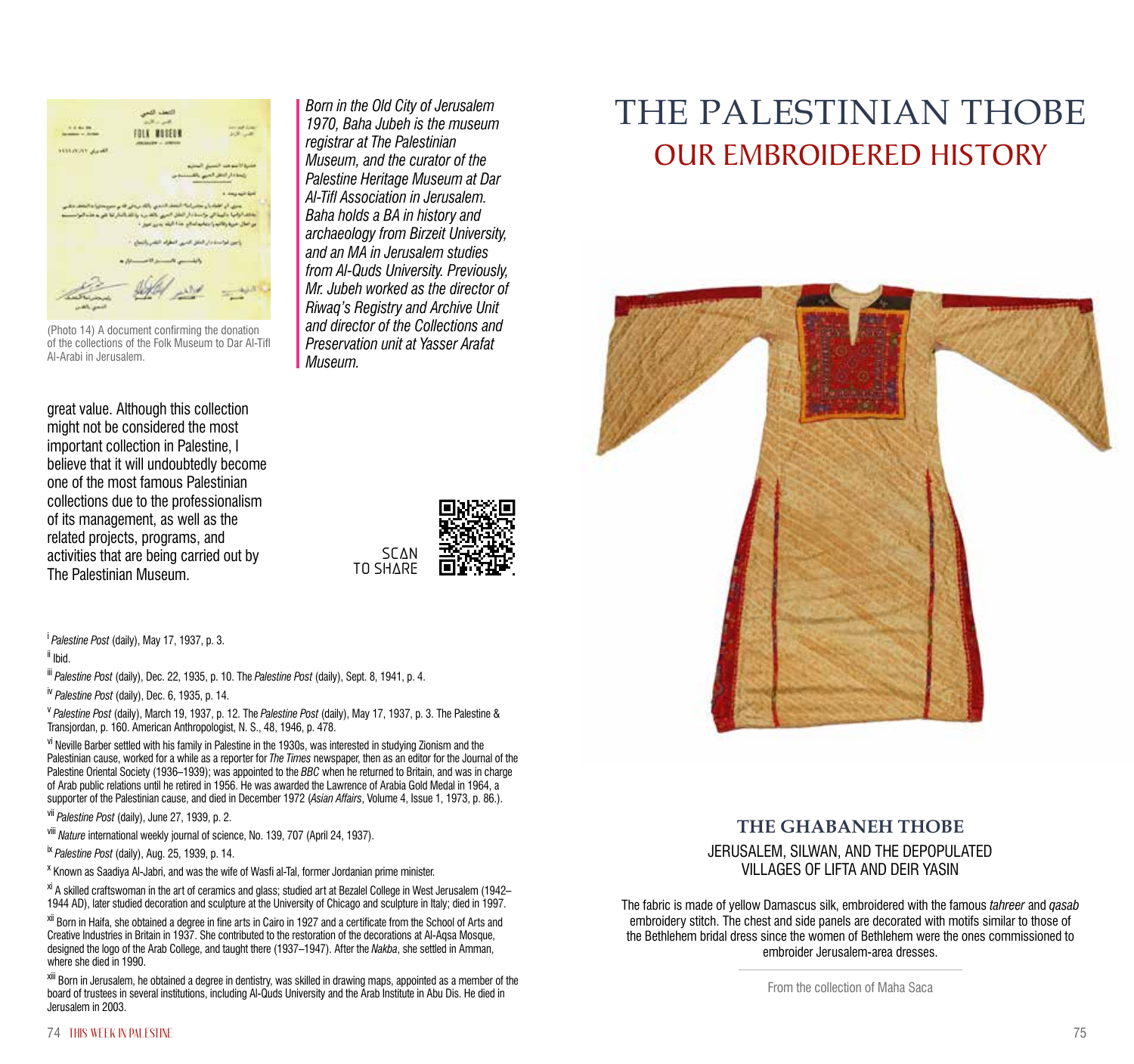(Photo 14) A document confirming the donation of the collections of the Folk Museum to Dar Al-Tifl Al-Arabi in Jerusalem.

great value. Although this collection might not be considered the most important collection in Palestine, I believe that it will undoubtedly become one of the most famous Palestinian collections due to the professionalism of its management, as well as the related projects, programs, and activities that are being carried out by The Palestinian Museum.

*Born in the Old City of Jerusalem 1970, Baha Jubeh is the museum registrar at The Palestinian Museum, and the curator of the Palestine Heritage Museum at Dar Al-Tifl Association in Jerusalem. Baha holds a BA in history and archaeology from Birzeit University, and an MA in Jerusalem studies from Al-Quds University. Previously, Mr. Jubeh worked as the director of Riwaq's Registry and Archive Unit and director of the Collections and Preservation unit at Yasser Arafat Museum.*

SCAN TO SHARE

[i] *Palestine Post* (daily), May 17, 1937, p. 3.

[ii] Ibid.

[iii] *Palestine Post* (daily), Dec. 22, 1935, p. 10. The *Palestine Post* (daily), Sept. 8, 1941, p. 4.

[iv] *Palestine Post* (daily), Dec. 6, 1935, p. 14.

[v] *Palestine Post* (daily), March 19, 1937, p. 12. The *Palestine Post* (daily), May 17, 1937, p. 3. The Palestine & Transjordan, p. 160. American Anthropologist, N. S., 48, 1946, p. 478.

[vi] Neville Barber settled with his family in Palestine in the 1930s, was interested in studying Zionism and the Palestinian cause, worked for a while as a reporter for *The Times* newspaper, then as an editor for the Journal of the Palestine Oriental Society (1936–1939); was appointed to the *BBC* when he returned to Britain, and was in charge of Arab public relations until he retired in 1956. He was awarded the Lawrence of Arabia Gold Medal in 1964, a supporter of the Palestinian cause, and died in December 1972 (*Asian Affairs*, Volume 4, Issue 1, 1973, p. 86.).

[vii] *Palestine Post* (daily), June 27, 1939, p. 2.

[viii] *Nature* international weekly journal of science, No. 139, 707 (April 24, 1937).

[ix] *Palestine Post* (daily), Aug. 25, 1939, p. 14.

[x] Known as Saadiya Al-Jabri, and was the wife of Wasfi al-Tal, former Jordanian prime minister.

[xi] A skilled craftswoman in the art of ceramics and glass; studied art at Bezalel College in West Jerusalem (1942–1944 AD), later studied decoration and sculpture at the University of Chicago and sculpture in Italy; died in 1997.

[xii] Born in Haifa, she obtained a degree in fine arts in Cairo in 1927 and a certificate from the School of Arts and Creative Industries in Britain in 1937. She contributed to the restoration of the decorations at Al-Aqsa Mosque, designed the logo of the Arab College, and taught there (1937–1947). After the *Nakba*, she settled in Amman, where she died in 1990.

[xiii] Born in Jerusalem, he obtained a degree in dentistry, was skilled in drawing maps, appointed as a member of the board of trustees in several institutions, including Al-Quds University and the Arab Institute in Abu Dis. He died in Jerusalem in 2003.

# THE PALESTINIAN THOBE
## OUR EMBROIDERED HISTORY

### THE GHABANEH THOBE

JERUSALEM, SILWAN, AND THE DEPOPULATED VILLAGES OF LIFTA AND DEIR YASIN

The fabric is made of yellow Damascus silk, embroidered with the famous *tahreer* and *qasab* embroidery stitch. The chest and side panels are decorated with motifs similar to those of the Bethlehem bridal dress since the women of Bethlehem were the ones commissioned to embroider Jerusalem-area dresses.

From the collection of Maha Saca